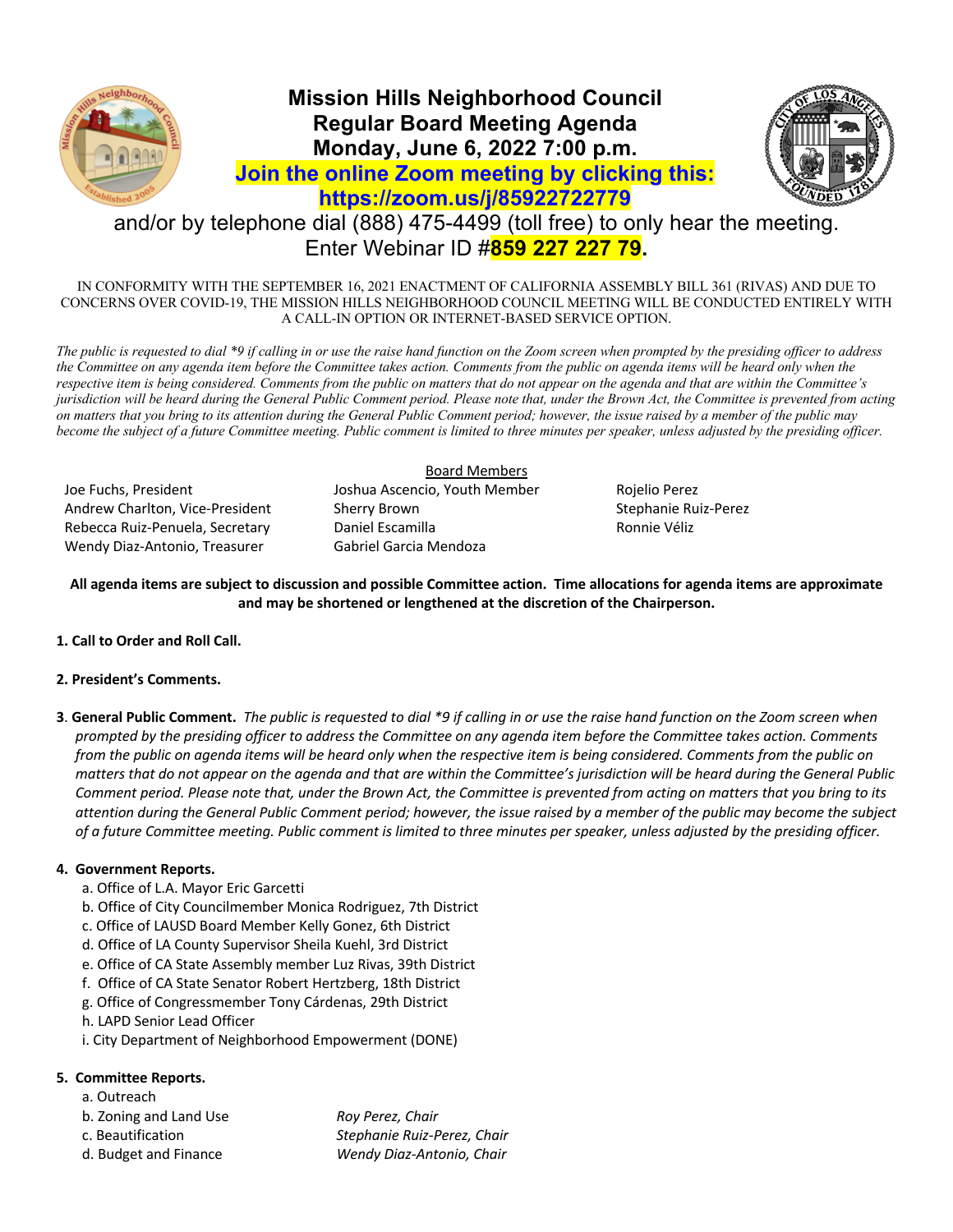# Mission Hills Neighborhood Council
## Regular Board Meeting Agenda
## Monday, June 6, 2022 7:00 p.m.

**Join the online Zoom meeting by clicking this:**
**https://zoom.us/j/85922722779**

and/or by telephone dial (888) 475-4499 (toll free) to only hear the meeting.
Enter Webinar ID #**859 227 227 79**.

IN CONFORMITY WITH THE SEPTEMBER 16, 2021 ENACTMENT OF CALIFORNIA ASSEMBLY BILL 361 (RIVAS) AND DUE TO CONCERNS OVER COVID-19, THE MISSION HILLS NEIGHBORHOOD COUNCIL MEETING WILL BE CONDUCTED ENTIRELY WITH A CALL-IN OPTION OR INTERNET-BASED SERVICE OPTION.

*The public is requested to dial *9 if calling in or use the raise hand function on the Zoom screen when prompted by the presiding officer to address the Committee on any agenda item before the Committee takes action. Comments from the public on agenda items will be heard only when the respective item is being considered. Comments from the public on matters that do not appear on the agenda and that are within the Committee's jurisdiction will be heard during the General Public Comment period. Please note that, under the Brown Act, the Committee is prevented from acting on matters that you bring to its attention during the General Public Comment period; however, the issue raised by a member of the public may become the subject of a future Committee meeting. Public comment is limited to three minutes per speaker, unless adjusted by the presiding officer.*

Board Members

Joe Fuchs, President
Andrew Charlton, Vice-President
Rebecca Ruiz-Penuela, Secretary
Wendy Diaz-Antonio, Treasurer
Joshua Ascencio, Youth Member
Sherry Brown
Daniel Escamilla
Gabriel Garcia Mendoza
Rojelio Perez
Stephanie Ruiz-Perez
Ronnie Véliz

**All agenda items are subject to discussion and possible Committee action. Time allocations for agenda items are approximate and may be shortened or lengthened at the discretion of the Chairperson.**

**1. Call to Order and Roll Call.**

**2. President's Comments.**

**3**. **General Public Comment.** *The public is requested to dial *9 if calling in or use the raise hand function on the Zoom screen when prompted by the presiding officer to address the Committee on any agenda item before the Committee takes action. Comments from the public on agenda items will be heard only when the respective item is being considered. Comments from the public on matters that do not appear on the agenda and that are within the Committee's jurisdiction will be heard during the General Public Comment period. Please note that, under the Brown Act, the Committee is prevented from acting on matters that you bring to its attention during the General Public Comment period; however, the issue raised by a member of the public may become the subject of a future Committee meeting. Public comment is limited to three minutes per speaker, unless adjusted by the presiding officer.*

**4. Government Reports.**

a. Office of L.A. Mayor Eric Garcetti
b. Office of City Councilmember Monica Rodriguez, 7th District
c. Office of LAUSD Board Member Kelly Gonez, 6th District
d. Office of LA County Supervisor Sheila Kuehl, 3rd District
e. Office of CA State Assembly member Luz Rivas, 39th District
f. Office of CA State Senator Robert Hertzberg, 18th District
g. Office of Congressmember Tony Cárdenas, 29th District
h. LAPD Senior Lead Officer
i. City Department of Neighborhood Empowerment (DONE)

**5. Committee Reports.**

a. Outreach
b. Zoning and Land Use — *Roy Perez, Chair*
c. Beautification — *Stephanie Ruiz-Perez, Chair*
d. Budget and Finance — *Wendy Diaz-Antonio, Chair*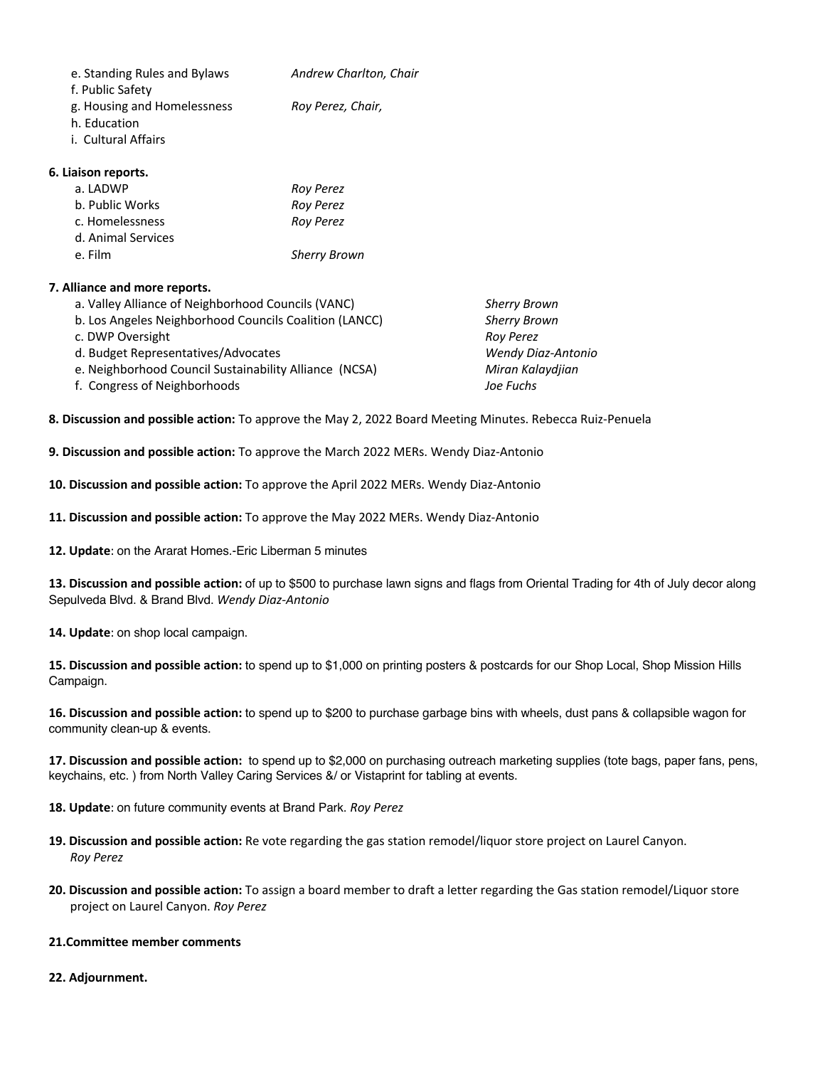e. Standing Rules and Bylaws *Andrew Charlton, Chair*
f. Public Safety
g. Housing and Homelessness *Roy Perez, Chair,*
h. Education
i. Cultural Affairs

**6. Liaison reports.**

a. LADWP *Roy Perez*
b. Public Works *Roy Perez*
c. Homelessness *Roy Perez*
d. Animal Services
e. Film *Sherry Brown*

**7. Alliance and more reports.**

a. Valley Alliance of Neighborhood Councils (VANC) *Sherry Brown*
b. Los Angeles Neighborhood Councils Coalition (LANCC) *Sherry Brown*
c. DWP Oversight *Roy Perez*
d. Budget Representatives/Advocates *Wendy Diaz-Antonio*
e. Neighborhood Council Sustainability Alliance (NCSA) *Miran Kalaydjian*
f. Congress of Neighborhoods *Joe Fuchs*

**8. Discussion and possible action:** To approve the May 2, 2022 Board Meeting Minutes. Rebecca Ruiz-Penuela

**9. Discussion and possible action:** To approve the March 2022 MERs. Wendy Diaz-Antonio

**10. Discussion and possible action:** To approve the April 2022 MERs. Wendy Diaz-Antonio

**11. Discussion and possible action:** To approve the May 2022 MERs. Wendy Diaz-Antonio

**12. Update**: on the Ararat Homes.-Eric Liberman 5 minutes

**13. Discussion and possible action:** of up to $500 to purchase lawn signs and flags from Oriental Trading for 4th of July decor along Sepulveda Blvd. & Brand Blvd. *Wendy Diaz-Antonio*

**14. Update**: on shop local campaign.

**15. Discussion and possible action:** to spend up to $1,000 on printing posters & postcards for our Shop Local, Shop Mission Hills Campaign.

**16. Discussion and possible action:** to spend up to $200 to purchase garbage bins with wheels, dust pans & collapsible wagon for community clean-up & events.

**17. Discussion and possible action:** to spend up to $2,000 on purchasing outreach marketing supplies (tote bags, paper fans, pens, keychains, etc. ) from North Valley Caring Services &/ or Vistaprint for tabling at events.

**18. Update**: on future community events at Brand Park. *Roy Perez*

**19. Discussion and possible action:** Re vote regarding the gas station remodel/liquor store project on Laurel Canyon. *Roy Perez*

**20. Discussion and possible action:** To assign a board member to draft a letter regarding the Gas station remodel/Liquor store project on Laurel Canyon. *Roy Perez*

**21.Committee member comments**

**22. Adjournment.**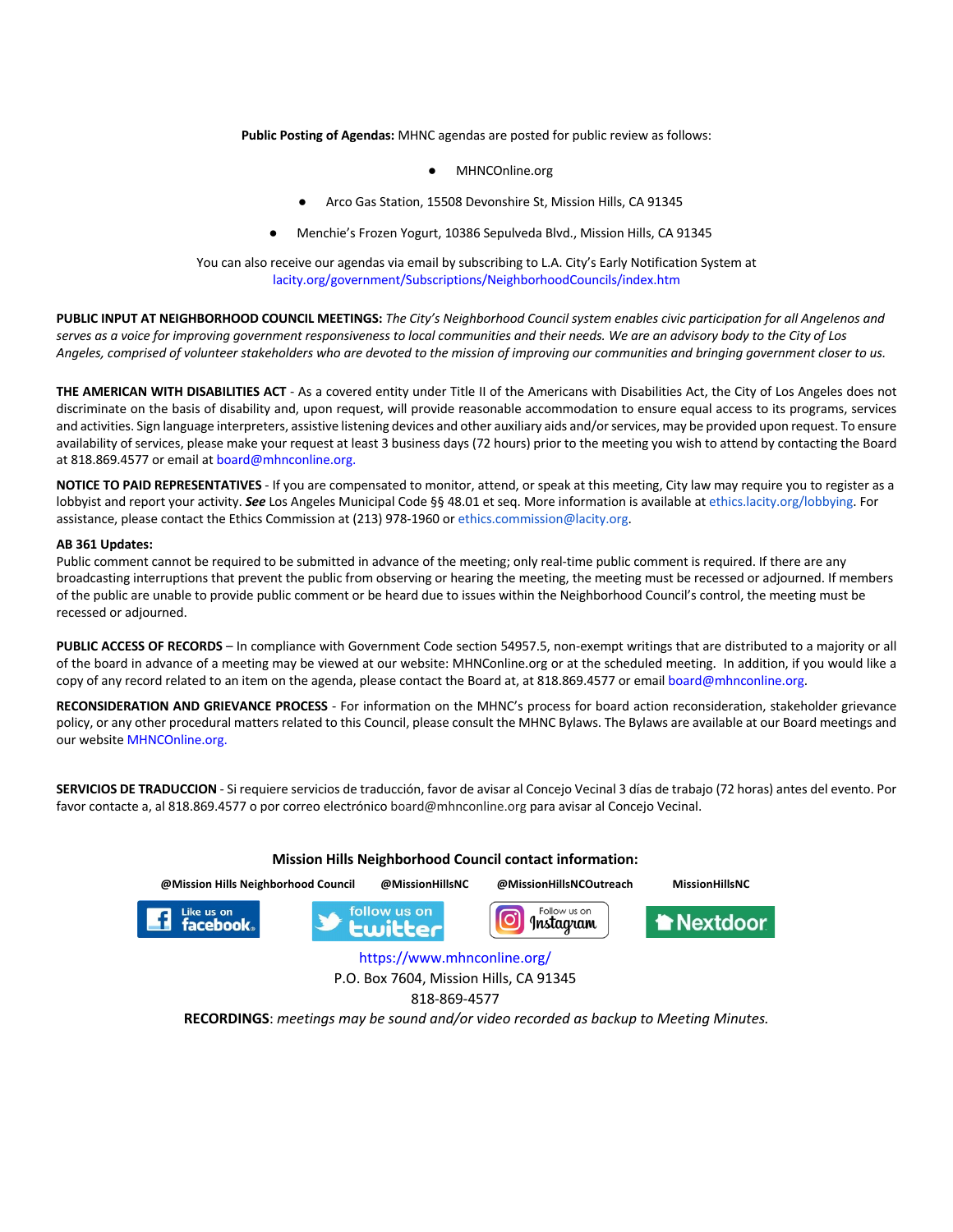**Public Posting of Agendas:** MHNC agendas are posted for public review as follows:

- MHNCOnline.org
- Arco Gas Station, 15508 Devonshire St, Mission Hills, CA 91345
- Menchie's Frozen Yogurt, 10386 Sepulveda Blvd., Mission Hills, CA 91345

You can also receive our agendas via email by subscribing to L.A. City's Early Notification System at lacity.org/government/Subscriptions/NeighborhoodCouncils/index.htm

**PUBLIC INPUT AT NEIGHBORHOOD COUNCIL MEETINGS:** *The City's Neighborhood Council system enables civic participation for all Angelenos and serves as a voice for improving government responsiveness to local communities and their needs. We are an advisory body to the City of Los Angeles, comprised of volunteer stakeholders who are devoted to the mission of improving our communities and bringing government closer to us.*

**THE AMERICAN WITH DISABILITIES ACT** - As a covered entity under Title II of the Americans with Disabilities Act, the City of Los Angeles does not discriminate on the basis of disability and, upon request, will provide reasonable accommodation to ensure equal access to its programs, services and activities. Sign language interpreters, assistive listening devices and other auxiliary aids and/or services, may be provided upon request. To ensure availability of services, please make your request at least 3 business days (72 hours) prior to the meeting you wish to attend by contacting the Board at 818.869.4577 or email at board@mhnconline.org.

**NOTICE TO PAID REPRESENTATIVES** - If you are compensated to monitor, attend, or speak at this meeting, City law may require you to register as a lobbyist and report your activity. ***See*** Los Angeles Municipal Code §§ 48.01 et seq. More information is available at ethics.lacity.org/lobbying. For assistance, please contact the Ethics Commission at (213) 978-1960 or ethics.commission@lacity.org.

**AB 361 Updates:**
Public comment cannot be required to be submitted in advance of the meeting; only real-time public comment is required. If there are any broadcasting interruptions that prevent the public from observing or hearing the meeting, the meeting must be recessed or adjourned. If members of the public are unable to provide public comment or be heard due to issues within the Neighborhood Council's control, the meeting must be recessed or adjourned.

**PUBLIC ACCESS OF RECORDS** – In compliance with Government Code section 54957.5, non-exempt writings that are distributed to a majority or all of the board in advance of a meeting may be viewed at our website: MHNCOnline.org or at the scheduled meeting. In addition, if you would like a copy of any record related to an item on the agenda, please contact the Board at, at 818.869.4577 or email board@mhnconline.org.

**RECONSIDERATION AND GRIEVANCE PROCESS** - For information on the MHNC's process for board action reconsideration, stakeholder grievance policy, or any other procedural matters related to this Council, please consult the MHNC Bylaws. The Bylaws are available at our Board meetings and our website MHNCOnline.org.

**SERVICIOS DE TRADUCCION** - Si requiere servicios de traducción, favor de avisar al Concejo Vecinal 3 días de trabajo (72 horas) antes del evento. Por favor contacte a, al 818.869.4577 o por correo electrónico board@mhnconline.org para avisar al Concejo Vecinal.

**Mission Hills Neighborhood Council contact information:**

**@Mission Hills Neighborhood Council** — Like us on facebook
**@MissionHillsNC** — follow us on twitter
**@MissionHillsNCOutreach** — Follow us on Instagram
**MissionHillsNC** — Nextdoor

https://www.mhnconline.org/
P.O. Box 7604, Mission Hills, CA 91345
818-869-4577

**RECORDINGS**: *meetings may be sound and/or video recorded as backup to Meeting Minutes.*